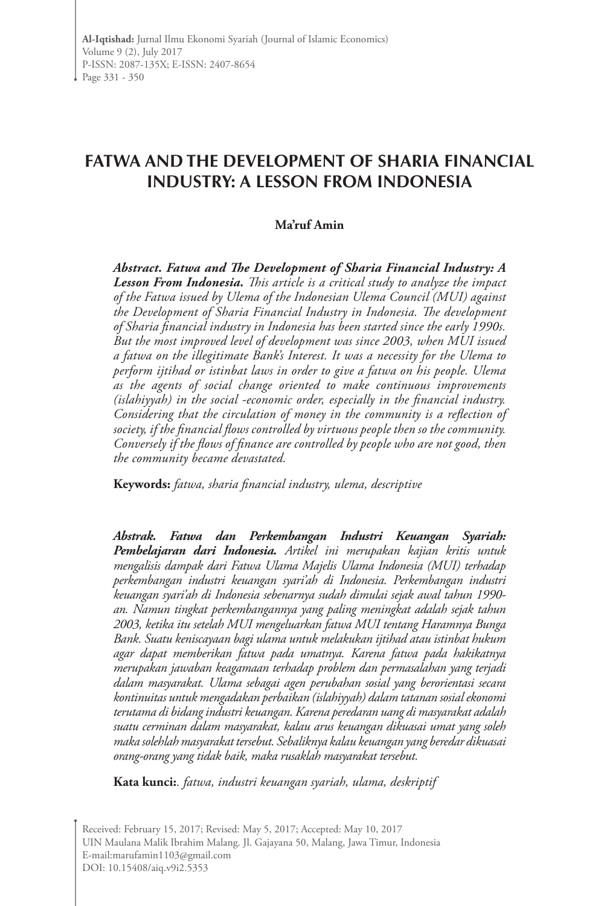# FATWA AND THE DEVELOPMENT OF SHARIA FINANCIAL INDUSTRY: A LESSON FROM INDONESIA

**Ma'ruf Amin**

***Abstract. Fatwa and The Development of Sharia Financial Industry: A Lesson From Indonesia.*** *This article is a critical study to analyze the impact of the Fatwa issued by Ulema of the Indonesian Ulema Council (MUI) against the Development of Sharia Financial Industry in Indonesia. The development of Sharia financial industry in Indonesia has been started since the early 1990s. But the most improved level of development was since 2003, when MUI issued a fatwa on the illegitimate Bank's Interest. It was a necessity for the Ulema to perform ijtihad or istinbat laws in order to give a fatwa on his people. Ulema as the agents of social change oriented to make continuous improvements (islahiyyah) in the social -economic order, especially in the financial industry. Considering that the circulation of money in the community is a reflection of society, if the financial flows controlled by virtuous people then so the community. Conversely if the flows of finance are controlled by people who are not good, then the community became devastated.*

**Keywords:** *fatwa, sharia financial industry, ulema, descriptive*

***Abstrak. Fatwa dan Perkembangan Industri Keuangan Syariah: Pembelajaran dari Indonesia.*** *Artikel ini merupakan kajian kritis untuk mengalisis dampak dari Fatwa Ulama Majelis Ulama Indonesia (MUI) terhadap perkembangan industri keuangan syari'ah di Indonesia. Perkembangan industri keuangan syari'ah di Indonesia sebenarnya sudah dimulai sejak awal tahun 1990-an. Namun tingkat perkembangannya yang paling meningkat adalah sejak tahun 2003, ketika itu setelah MUI mengeluarkan fatwa MUI tentang Haramnya Bunga Bank. Suatu keniscayaan bagi ulama untuk melakukan ijtihad atau istinbat hukum agar dapat memberikan fatwa pada umatnya. Karena fatwa pada hakikatnya merupakan jawaban keagamaan terhadap problem dan permasalahan yang terjadi dalam masyarakat. Ulama sebagai agen perubahan sosial yang berorientasi secara kontinuitas untuk mengadakan perbaikan (islahiyyah) dalam tatanan sosial ekonomi terutama di bidang industri keuangan. Karena peredaran uang di masyarakat adalah suatu cerminan dalam masyarakat, kalau arus keuangan dikuasai umat yang soleh maka solehlah masyarakat tersebut. Sebaliknya kalau keuangan yang beredar dikuasai orang-orang yang tidak baik, maka rusaklah masyarakat tersebut.*

**Kata kunci:**. *fatwa, industri keuangan syariah, ulama, deskriptif*

Received: February 15, 2017; Revised: May 5, 2017; Accepted: May 10, 2017
UIN Maulana Malik Ibrahim Malang. Jl. Gajayana 50, Malang, Jawa Timur, Indonesia
E-mail:marufamin1103@gmail.com
DOI: 10.15408/aiq.v9i2.5353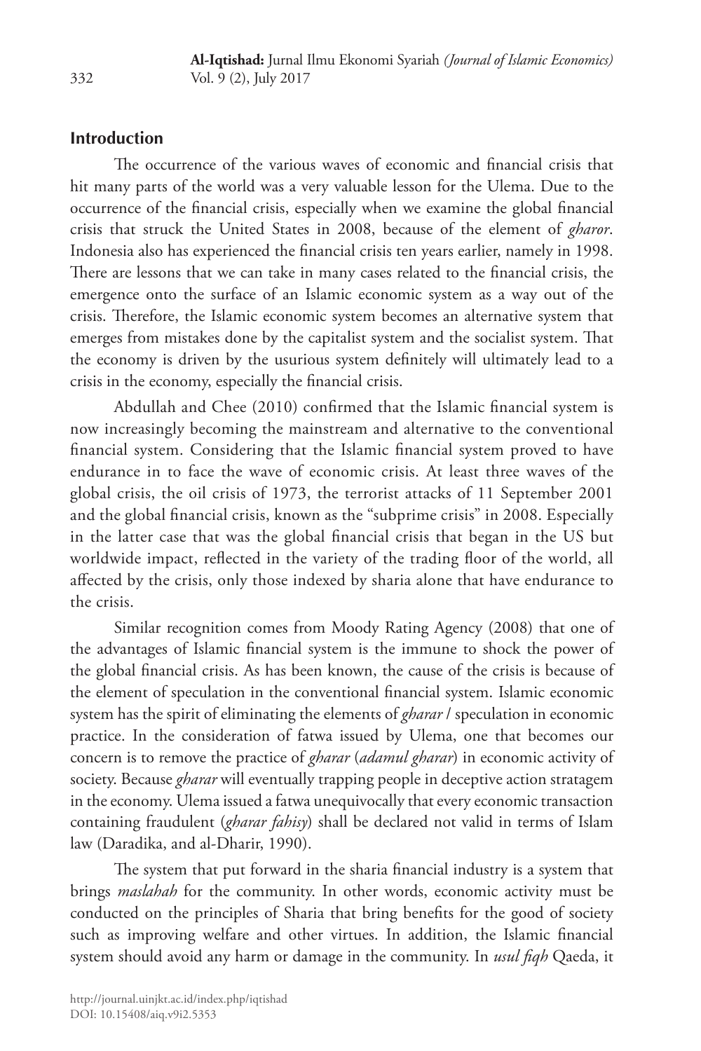## Introduction

The occurrence of the various waves of economic and financial crisis that hit many parts of the world was a very valuable lesson for the Ulema. Due to the occurrence of the financial crisis, especially when we examine the global financial crisis that struck the United States in 2008, because of the element of *gharor*. Indonesia also has experienced the financial crisis ten years earlier, namely in 1998. There are lessons that we can take in many cases related to the financial crisis, the emergence onto the surface of an Islamic economic system as a way out of the crisis. Therefore, the Islamic economic system becomes an alternative system that emerges from mistakes done by the capitalist system and the socialist system. That the economy is driven by the usurious system definitely will ultimately lead to a crisis in the economy, especially the financial crisis.

Abdullah and Chee (2010) confirmed that the Islamic financial system is now increasingly becoming the mainstream and alternative to the conventional financial system. Considering that the Islamic financial system proved to have endurance in to face the wave of economic crisis. At least three waves of the global crisis, the oil crisis of 1973, the terrorist attacks of 11 September 2001 and the global financial crisis, known as the "subprime crisis" in 2008. Especially in the latter case that was the global financial crisis that began in the US but worldwide impact, reflected in the variety of the trading floor of the world, all affected by the crisis, only those indexed by sharia alone that have endurance to the crisis.

Similar recognition comes from Moody Rating Agency (2008) that one of the advantages of Islamic financial system is the immune to shock the power of the global financial crisis. As has been known, the cause of the crisis is because of the element of speculation in the conventional financial system. Islamic economic system has the spirit of eliminating the elements of *gharar* / speculation in economic practice. In the consideration of fatwa issued by Ulema, one that becomes our concern is to remove the practice of *gharar* (*adamul gharar*) in economic activity of society. Because *gharar* will eventually trapping people in deceptive action stratagem in the economy. Ulema issued a fatwa unequivocally that every economic transaction containing fraudulent (*gharar fahisy*) shall be declared not valid in terms of Islam law (Daradika, and al-Dharir, 1990).

The system that put forward in the sharia financial industry is a system that brings *maslahah* for the community. In other words, economic activity must be conducted on the principles of Sharia that bring benefits for the good of society such as improving welfare and other virtues. In addition, the Islamic financial system should avoid any harm or damage in the community. In *usul fiqh* Qaeda, it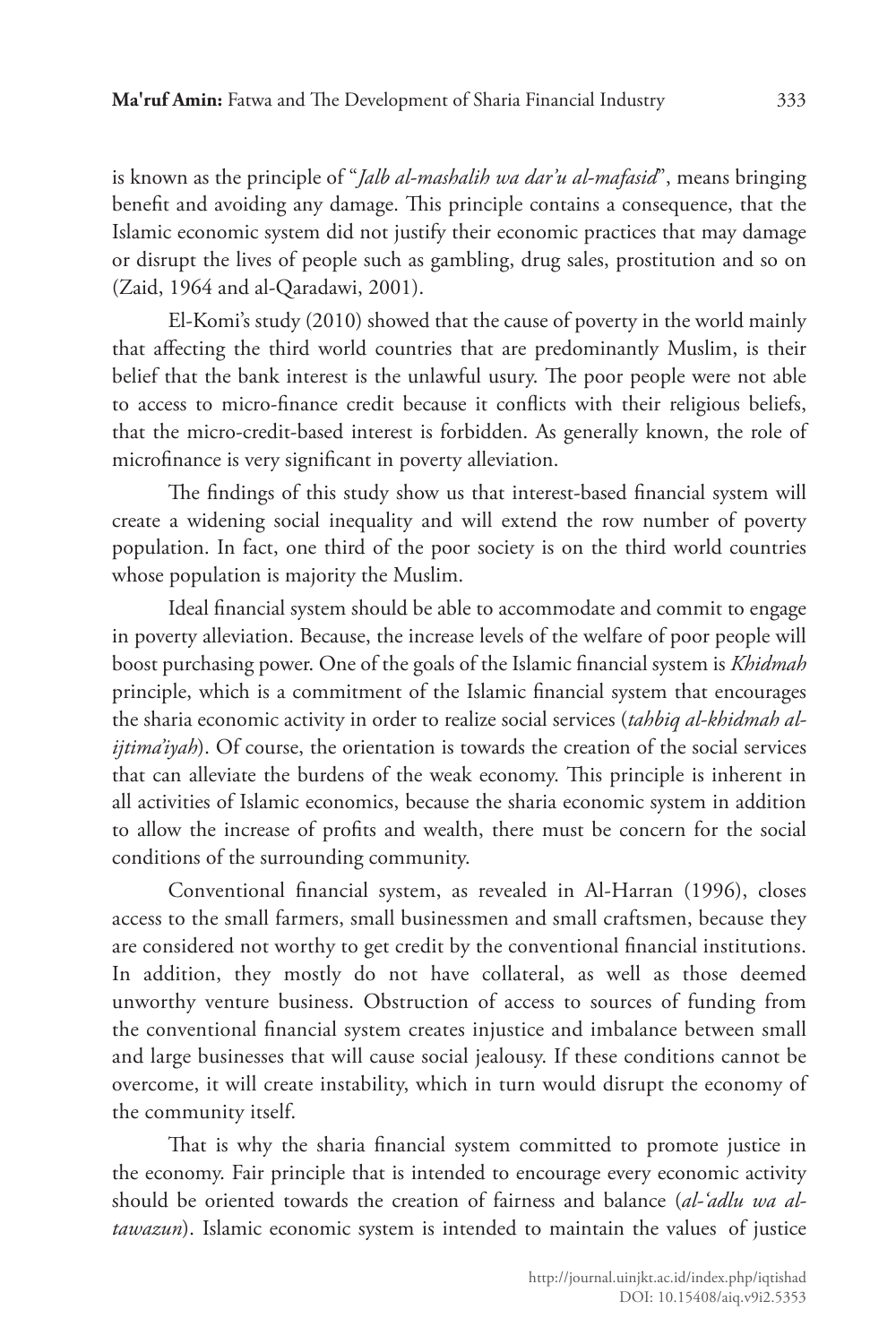is known as the principle of "*Jalb al-mashalih wa dar'u al-mafasid*", means bringing benefit and avoiding any damage. This principle contains a consequence, that the Islamic economic system did not justify their economic practices that may damage or disrupt the lives of people such as gambling, drug sales, prostitution and so on (Zaid, 1964 and al-Qaradawi, 2001).

El-Komi's study (2010) showed that the cause of poverty in the world mainly that affecting the third world countries that are predominantly Muslim, is their belief that the bank interest is the unlawful usury. The poor people were not able to access to micro-finance credit because it conflicts with their religious beliefs, that the micro-credit-based interest is forbidden. As generally known, the role of microfinance is very significant in poverty alleviation.

The findings of this study show us that interest-based financial system will create a widening social inequality and will extend the row number of poverty population. In fact, one third of the poor society is on the third world countries whose population is majority the Muslim.

Ideal financial system should be able to accommodate and commit to engage in poverty alleviation. Because, the increase levels of the welfare of poor people will boost purchasing power. One of the goals of the Islamic financial system is *Khidmah* principle, which is a commitment of the Islamic financial system that encourages the sharia economic activity in order to realize social services (*tahbiq al-khidmah al-ijtima'iyah*). Of course, the orientation is towards the creation of the social services that can alleviate the burdens of the weak economy. This principle is inherent in all activities of Islamic economics, because the sharia economic system in addition to allow the increase of profits and wealth, there must be concern for the social conditions of the surrounding community.

Conventional financial system, as revealed in Al-Harran (1996), closes access to the small farmers, small businessmen and small craftsmen, because they are considered not worthy to get credit by the conventional financial institutions. In addition, they mostly do not have collateral, as well as those deemed unworthy venture business. Obstruction of access to sources of funding from the conventional financial system creates injustice and imbalance between small and large businesses that will cause social jealousy. If these conditions cannot be overcome, it will create instability, which in turn would disrupt the economy of the community itself.

That is why the sharia financial system committed to promote justice in the economy. Fair principle that is intended to encourage every economic activity should be oriented towards the creation of fairness and balance (*al-'adlu wa al-tawazun*). Islamic economic system is intended to maintain the values of justice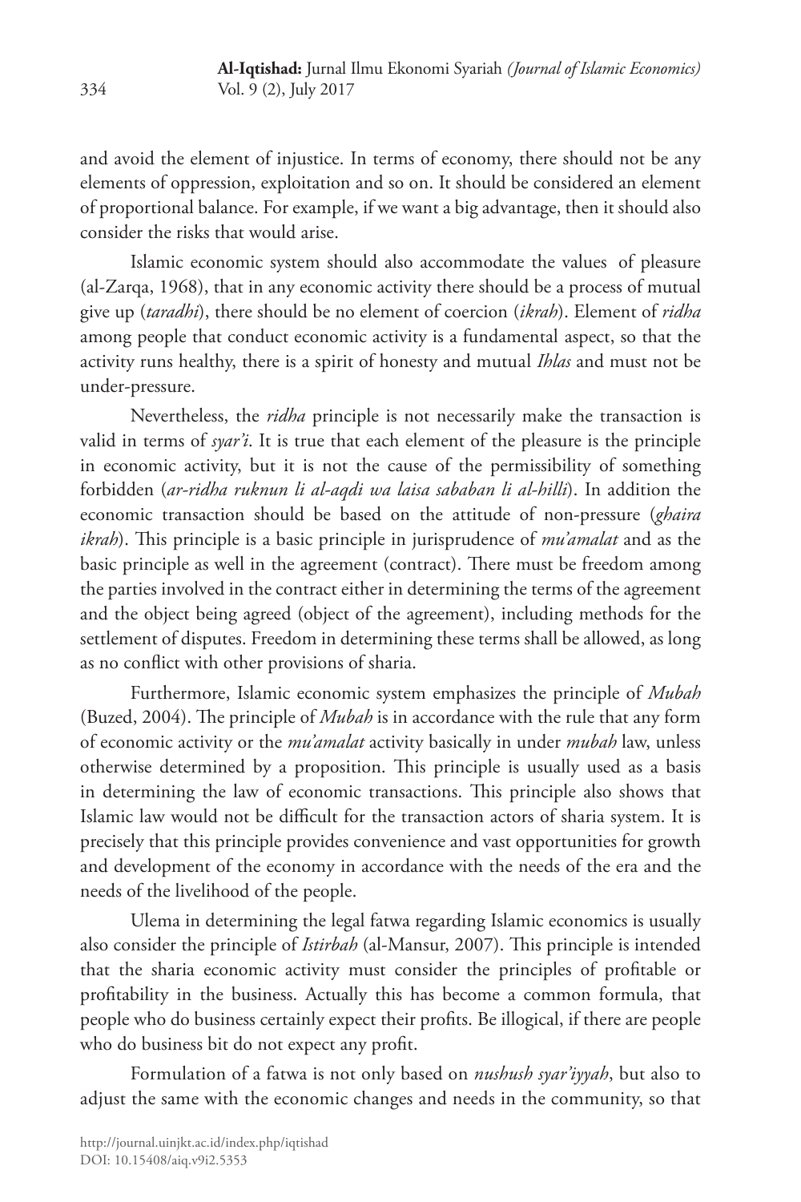and avoid the element of injustice. In terms of economy, there should not be any elements of oppression, exploitation and so on. It should be considered an element of proportional balance. For example, if we want a big advantage, then it should also consider the risks that would arise.

Islamic economic system should also accommodate the values of pleasure (al-Zarqa, 1968), that in any economic activity there should be a process of mutual give up (*taradhi*), there should be no element of coercion (*ikrah*). Element of *ridha* among people that conduct economic activity is a fundamental aspect, so that the activity runs healthy, there is a spirit of honesty and mutual *Ihlas* and must not be under-pressure.

Nevertheless, the *ridha* principle is not necessarily make the transaction is valid in terms of *syar'i*. It is true that each element of the pleasure is the principle in economic activity, but it is not the cause of the permissibility of something forbidden (*ar-ridha ruknun li al-aqdi wa laisa sababan li al-hilli*). In addition the economic transaction should be based on the attitude of non-pressure (*ghaira ikrah*). This principle is a basic principle in jurisprudence of *mu'amalat* and as the basic principle as well in the agreement (contract). There must be freedom among the parties involved in the contract either in determining the terms of the agreement and the object being agreed (object of the agreement), including methods for the settlement of disputes. Freedom in determining these terms shall be allowed, as long as no conflict with other provisions of sharia.

Furthermore, Islamic economic system emphasizes the principle of *Mubah* (Buzed, 2004). The principle of *Mubah* is in accordance with the rule that any form of economic activity or the *mu'amalat* activity basically in under *mubah* law, unless otherwise determined by a proposition. This principle is usually used as a basis in determining the law of economic transactions. This principle also shows that Islamic law would not be difficult for the transaction actors of sharia system. It is precisely that this principle provides convenience and vast opportunities for growth and development of the economy in accordance with the needs of the era and the needs of the livelihood of the people.

Ulema in determining the legal fatwa regarding Islamic economics is usually also consider the principle of *Istirbah* (al-Mansur, 2007). This principle is intended that the sharia economic activity must consider the principles of profitable or profitability in the business. Actually this has become a common formula, that people who do business certainly expect their profits. Be illogical, if there are people who do business bit do not expect any profit.

Formulation of a fatwa is not only based on *nushush syar'iyyah*, but also to adjust the same with the economic changes and needs in the community, so that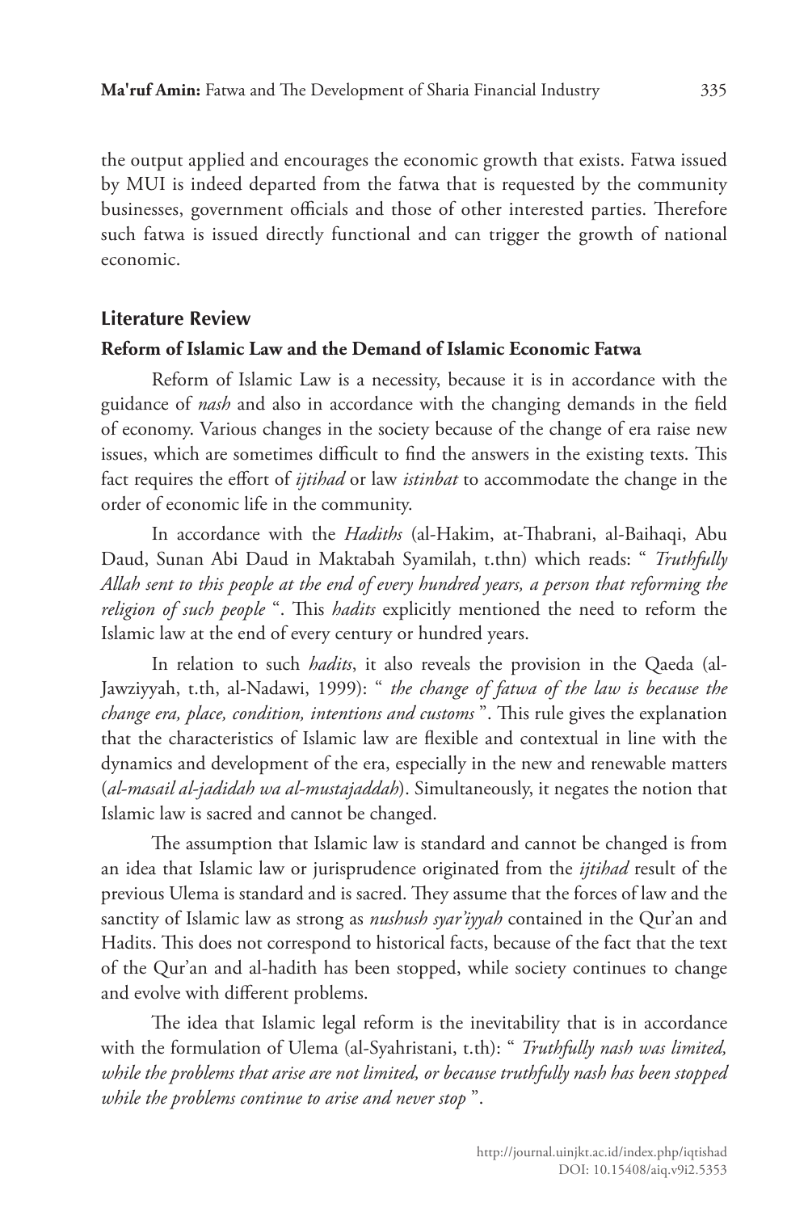the output applied and encourages the economic growth that exists. Fatwa issued by MUI is indeed departed from the fatwa that is requested by the community businesses, government officials and those of other interested parties. Therefore such fatwa is issued directly functional and can trigger the growth of national economic.

## Literature Review

### Reform of Islamic Law and the Demand of Islamic Economic Fatwa

Reform of Islamic Law is a necessity, because it is in accordance with the guidance of *nash* and also in accordance with the changing demands in the field of economy. Various changes in the society because of the change of era raise new issues, which are sometimes difficult to find the answers in the existing texts. This fact requires the effort of *ijtihad* or law *istinbat* to accommodate the change in the order of economic life in the community.

In accordance with the *Hadiths* (al-Hakim, at-Thabrani, al-Baihaqi, Abu Daud, Sunan Abi Daud in Maktabah Syamilah, t.thn) which reads: " *Truthfully Allah sent to this people at the end of every hundred years, a person that reforming the religion of such people* ". This *hadits* explicitly mentioned the need to reform the Islamic law at the end of every century or hundred years.

In relation to such *hadits*, it also reveals the provision in the Qaeda (al-Jawziyyah, t.th, al-Nadawi, 1999): " *the change of fatwa of the law is because the change era, place, condition, intentions and customs* ". This rule gives the explanation that the characteristics of Islamic law are flexible and contextual in line with the dynamics and development of the era, especially in the new and renewable matters (*al-masail al-jadidah wa al-mustajaddah*). Simultaneously, it negates the notion that Islamic law is sacred and cannot be changed.

The assumption that Islamic law is standard and cannot be changed is from an idea that Islamic law or jurisprudence originated from the *ijtihad* result of the previous Ulema is standard and is sacred. They assume that the forces of law and the sanctity of Islamic law as strong as *nushush syar'iyyah* contained in the Qur'an and Hadits. This does not correspond to historical facts, because of the fact that the text of the Qur'an and al-hadith has been stopped, while society continues to change and evolve with different problems.

The idea that Islamic legal reform is the inevitability that is in accordance with the formulation of Ulema (al-Syahristani, t.th): " *Truthfully nash was limited, while the problems that arise are not limited, or because truthfully nash has been stopped while the problems continue to arise and never stop* ".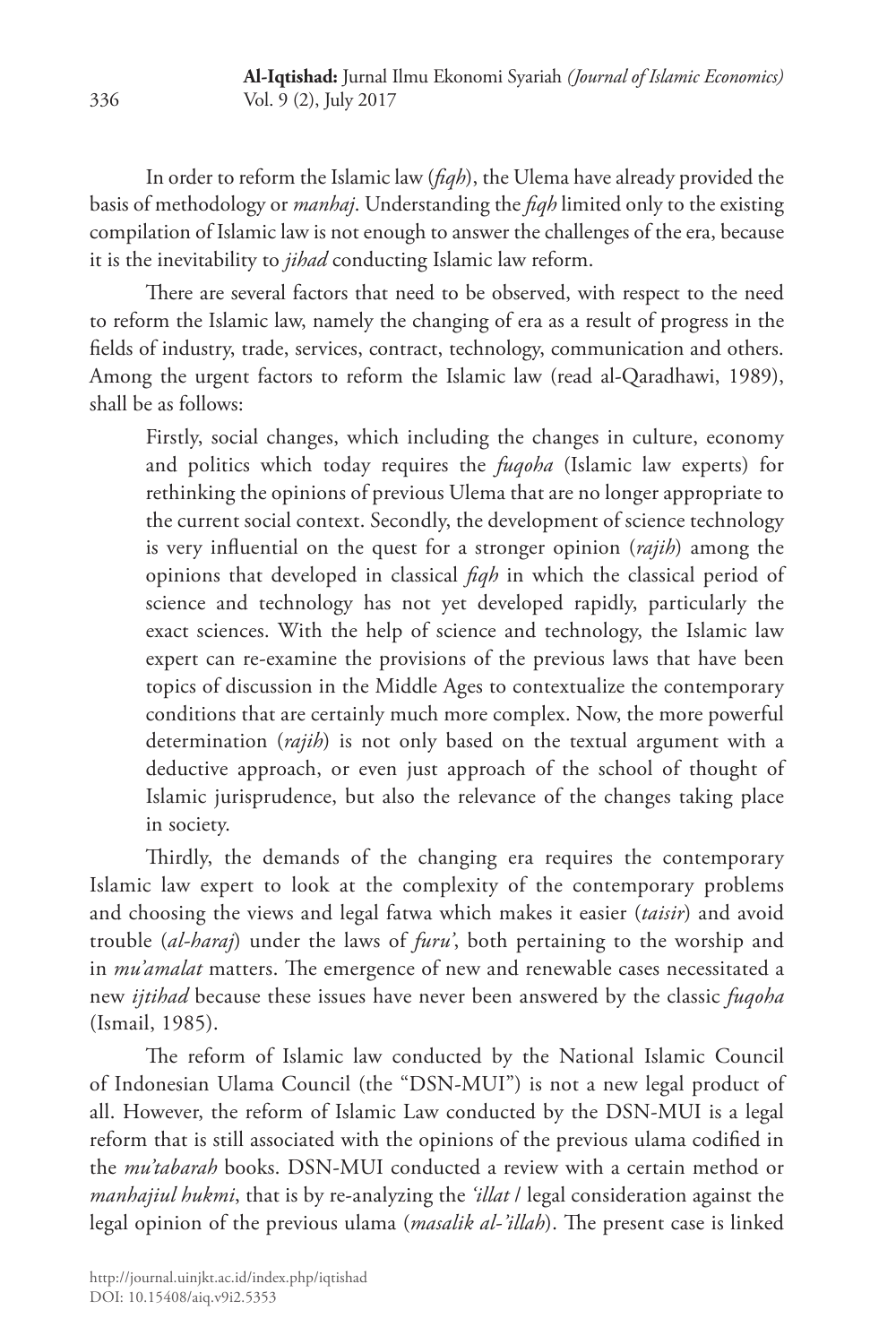In order to reform the Islamic law (*fiqh*), the Ulema have already provided the basis of methodology or *manhaj*. Understanding the *fiqh* limited only to the existing compilation of Islamic law is not enough to answer the challenges of the era, because it is the inevitability to *jihad* conducting Islamic law reform.

There are several factors that need to be observed, with respect to the need to reform the Islamic law, namely the changing of era as a result of progress in the fields of industry, trade, services, contract, technology, communication and others. Among the urgent factors to reform the Islamic law (read al-Qaradhawi, 1989), shall be as follows:

> Firstly, social changes, which including the changes in culture, economy and politics which today requires the *fuqoha* (Islamic law experts) for rethinking the opinions of previous Ulema that are no longer appropriate to the current social context. Secondly, the development of science technology is very influential on the quest for a stronger opinion (*rajih*) among the opinions that developed in classical *fiqh* in which the classical period of science and technology has not yet developed rapidly, particularly the exact sciences. With the help of science and technology, the Islamic law expert can re-examine the provisions of the previous laws that have been topics of discussion in the Middle Ages to contextualize the contemporary conditions that are certainly much more complex. Now, the more powerful determination (*rajih*) is not only based on the textual argument with a deductive approach, or even just approach of the school of thought of Islamic jurisprudence, but also the relevance of the changes taking place in society.

Thirdly, the demands of the changing era requires the contemporary Islamic law expert to look at the complexity of the contemporary problems and choosing the views and legal fatwa which makes it easier (*taisir*) and avoid trouble (*al-haraj*) under the laws of *furu'*, both pertaining to the worship and in *mu'amalat* matters. The emergence of new and renewable cases necessitated a new *ijtihad* because these issues have never been answered by the classic *fuqoha* (Ismail, 1985).

The reform of Islamic law conducted by the National Islamic Council of Indonesian Ulama Council (the "DSN-MUI") is not a new legal product of all. However, the reform of Islamic Law conducted by the DSN-MUI is a legal reform that is still associated with the opinions of the previous ulama codified in the *mu'tabarah* books. DSN-MUI conducted a review with a certain method or *manhajiul hukmi*, that is by re-analyzing the *'illat* / legal consideration against the legal opinion of the previous ulama (*masalik al-'illah*). The present case is linked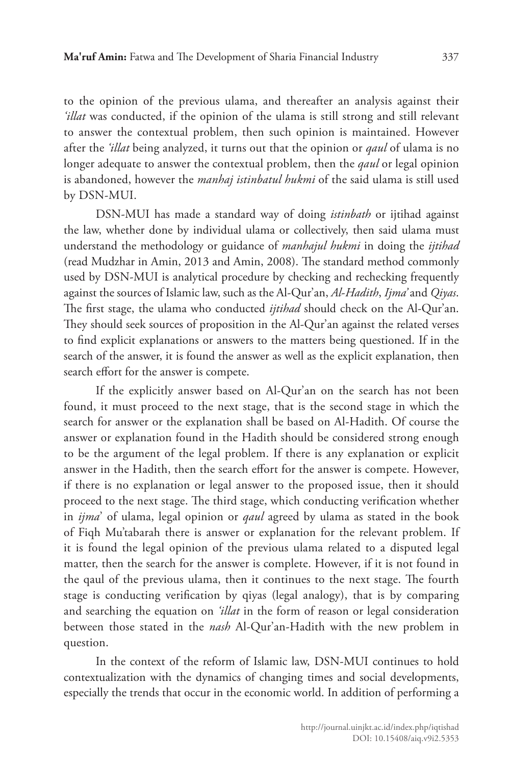to the opinion of the previous ulama, and thereafter an analysis against their *'illat* was conducted, if the opinion of the ulama is still strong and still relevant to answer the contextual problem, then such opinion is maintained. However after the *'illat* being analyzed, it turns out that the opinion or *qaul* of ulama is no longer adequate to answer the contextual problem, then the *qaul* or legal opinion is abandoned, however the *manhaj istinbatul hukmi* of the said ulama is still used by DSN-MUI.

DSN-MUI has made a standard way of doing *istinbath* or ijtihad against the law, whether done by individual ulama or collectively, then said ulama must understand the methodology or guidance of *manhajul hukmi* in doing the *ijtihad* (read Mudzhar in Amin, 2013 and Amin, 2008). The standard method commonly used by DSN-MUI is analytical procedure by checking and rechecking frequently against the sources of Islamic law, such as the Al-Qur'an, *Al-Hadith*, *Ijma'* and *Qiyas*. The first stage, the ulama who conducted *ijtihad* should check on the Al-Qur'an. They should seek sources of proposition in the Al-Qur'an against the related verses to find explicit explanations or answers to the matters being questioned. If in the search of the answer, it is found the answer as well as the explicit explanation, then search effort for the answer is compete.

If the explicitly answer based on Al-Qur'an on the search has not been found, it must proceed to the next stage, that is the second stage in which the search for answer or the explanation shall be based on Al-Hadith. Of course the answer or explanation found in the Hadith should be considered strong enough to be the argument of the legal problem. If there is any explanation or explicit answer in the Hadith, then the search effort for the answer is compete. However, if there is no explanation or legal answer to the proposed issue, then it should proceed to the next stage. The third stage, which conducting verification whether in *ijma*' of ulama, legal opinion or *qaul* agreed by ulama as stated in the book of Fiqh Mu'tabarah there is answer or explanation for the relevant problem. If it is found the legal opinion of the previous ulama related to a disputed legal matter, then the search for the answer is complete. However, if it is not found in the qaul of the previous ulama, then it continues to the next stage. The fourth stage is conducting verification by qiyas (legal analogy), that is by comparing and searching the equation on *'illat* in the form of reason or legal consideration between those stated in the *nash* Al-Qur'an-Hadith with the new problem in question.

In the context of the reform of Islamic law, DSN-MUI continues to hold contextualization with the dynamics of changing times and social developments, especially the trends that occur in the economic world. In addition of performing a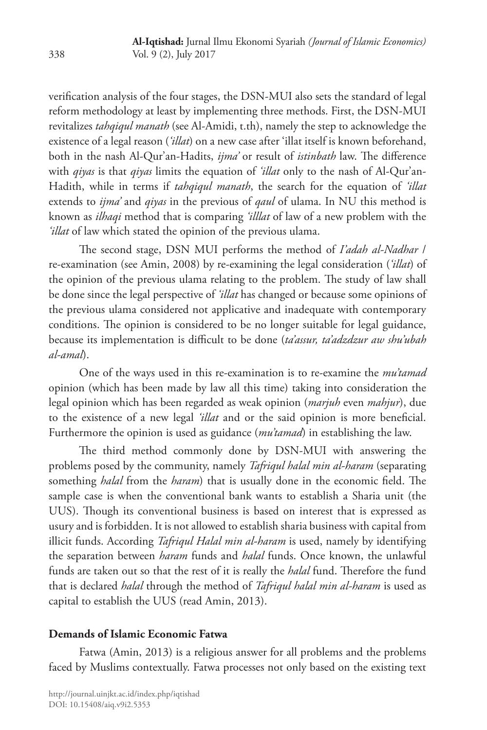verification analysis of the four stages, the DSN-MUI also sets the standard of legal reform methodology at least by implementing three methods. First, the DSN-MUI revitalizes *tahqiqul manath* (see Al-Amidi, t.th), namely the step to acknowledge the existence of a legal reason (*'illat*) on a new case after 'illat itself is known beforehand, both in the nash Al-Qur'an-Hadits, *ijma'* or result of *istinbath* law. The difference with *qiyas* is that *qiyas* limits the equation of *'illat* only to the nash of Al-Qur'an-Hadith, while in terms if *tahqiqul manath*, the search for the equation of *'illat* extends to *ijma'* and *qiyas* in the previous of *qaul* of ulama. In NU this method is known as *ilhaqi* method that is comparing *'illlat* of law of a new problem with the *'illat* of law which stated the opinion of the previous ulama.

The second stage, DSN MUI performs the method of *I'adah al-Nadhar* / re-examination (see Amin, 2008) by re-examining the legal consideration (*'illat*) of the opinion of the previous ulama relating to the problem. The study of law shall be done since the legal perspective of *'illat* has changed or because some opinions of the previous ulama considered not applicative and inadequate with contemporary conditions. The opinion is considered to be no longer suitable for legal guidance, because its implementation is difficult to be done (*ta'assur, ta'adzdzur aw shu'ubah al-amal*).

One of the ways used in this re-examination is to re-examine the *mu'tamad* opinion (which has been made by law all this time) taking into consideration the legal opinion which has been regarded as weak opinion (*marjuh* even *mahjur*), due to the existence of a new legal *'illat* and or the said opinion is more beneficial. Furthermore the opinion is used as guidance (*mu'tamad*) in establishing the law.

The third method commonly done by DSN-MUI with answering the problems posed by the community, namely *Tafriqul halal min al-haram* (separating something *halal* from the *haram*) that is usually done in the economic field. The sample case is when the conventional bank wants to establish a Sharia unit (the UUS). Though its conventional business is based on interest that is expressed as usury and is forbidden. It is not allowed to establish sharia business with capital from illicit funds. According *Tafriqul Halal min al-haram* is used, namely by identifying the separation between *haram* funds and *halal* funds. Once known, the unlawful funds are taken out so that the rest of it is really the *halal* fund. Therefore the fund that is declared *halal* through the method of *Tafriqul halal min al-haram* is used as capital to establish the UUS (read Amin, 2013).

## Demands of Islamic Economic Fatwa

Fatwa (Amin, 2013) is a religious answer for all problems and the problems faced by Muslims contextually. Fatwa processes not only based on the existing text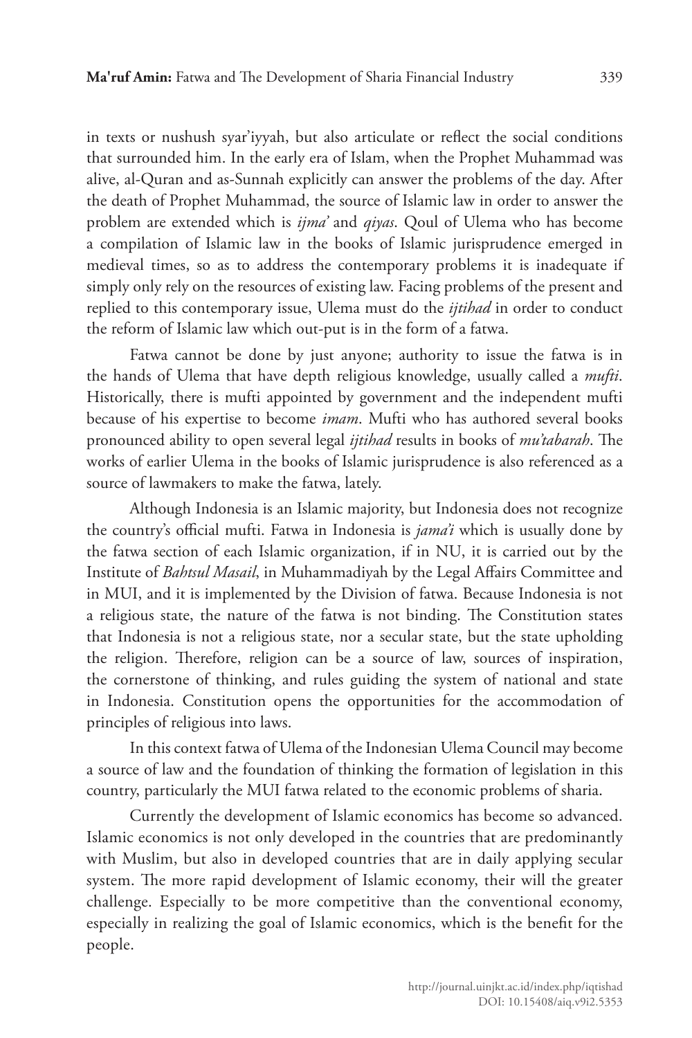in texts or nushush syar'iyyah, but also articulate or reflect the social conditions that surrounded him. In the early era of Islam, when the Prophet Muhammad was alive, al-Quran and as-Sunnah explicitly can answer the problems of the day. After the death of Prophet Muhammad, the source of Islamic law in order to answer the problem are extended which is *ijma'* and *qiyas*. Qoul of Ulema who has become a compilation of Islamic law in the books of Islamic jurisprudence emerged in medieval times, so as to address the contemporary problems it is inadequate if simply only rely on the resources of existing law. Facing problems of the present and replied to this contemporary issue, Ulema must do the *ijtihad* in order to conduct the reform of Islamic law which out-put is in the form of a fatwa.

Fatwa cannot be done by just anyone; authority to issue the fatwa is in the hands of Ulema that have depth religious knowledge, usually called a *mufti*. Historically, there is mufti appointed by government and the independent mufti because of his expertise to become *imam*. Mufti who has authored several books pronounced ability to open several legal *ijtihad* results in books of *mu'tabarah*. The works of earlier Ulema in the books of Islamic jurisprudence is also referenced as a source of lawmakers to make the fatwa, lately.

Although Indonesia is an Islamic majority, but Indonesia does not recognize the country's official mufti. Fatwa in Indonesia is *jama'i* which is usually done by the fatwa section of each Islamic organization, if in NU, it is carried out by the Institute of *Bahtsul Masail*, in Muhammadiyah by the Legal Affairs Committee and in MUI, and it is implemented by the Division of fatwa. Because Indonesia is not a religious state, the nature of the fatwa is not binding. The Constitution states that Indonesia is not a religious state, nor a secular state, but the state upholding the religion. Therefore, religion can be a source of law, sources of inspiration, the cornerstone of thinking, and rules guiding the system of national and state in Indonesia. Constitution opens the opportunities for the accommodation of principles of religious into laws.

In this context fatwa of Ulema of the Indonesian Ulema Council may become a source of law and the foundation of thinking the formation of legislation in this country, particularly the MUI fatwa related to the economic problems of sharia.

Currently the development of Islamic economics has become so advanced. Islamic economics is not only developed in the countries that are predominantly with Muslim, but also in developed countries that are in daily applying secular system. The more rapid development of Islamic economy, their will the greater challenge. Especially to be more competitive than the conventional economy, especially in realizing the goal of Islamic economics, which is the benefit for the people.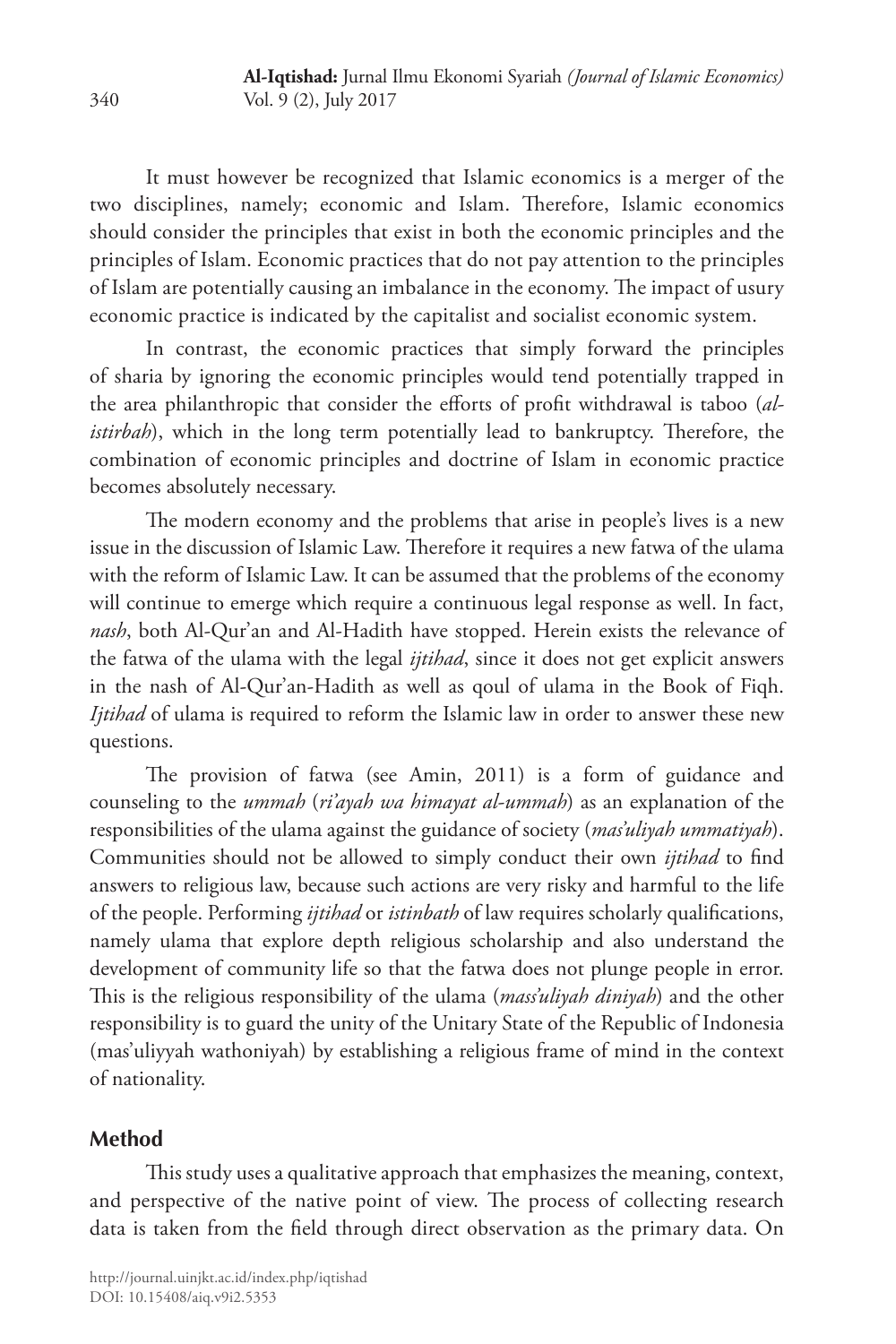It must however be recognized that Islamic economics is a merger of the two disciplines, namely; economic and Islam. Therefore, Islamic economics should consider the principles that exist in both the economic principles and the principles of Islam. Economic practices that do not pay attention to the principles of Islam are potentially causing an imbalance in the economy. The impact of usury economic practice is indicated by the capitalist and socialist economic system.

In contrast, the economic practices that simply forward the principles of sharia by ignoring the economic principles would tend potentially trapped in the area philanthropic that consider the efforts of profit withdrawal is taboo (*al-istirbah*), which in the long term potentially lead to bankruptcy. Therefore, the combination of economic principles and doctrine of Islam in economic practice becomes absolutely necessary.

The modern economy and the problems that arise in people's lives is a new issue in the discussion of Islamic Law. Therefore it requires a new fatwa of the ulama with the reform of Islamic Law. It can be assumed that the problems of the economy will continue to emerge which require a continuous legal response as well. In fact, *nash*, both Al-Qur'an and Al-Hadith have stopped. Herein exists the relevance of the fatwa of the ulama with the legal *ijtihad*, since it does not get explicit answers in the nash of Al-Qur'an-Hadith as well as qoul of ulama in the Book of Fiqh. *Ijtihad* of ulama is required to reform the Islamic law in order to answer these new questions.

The provision of fatwa (see Amin, 2011) is a form of guidance and counseling to the *ummah* (*ri'ayah wa himayat al-ummah*) as an explanation of the responsibilities of the ulama against the guidance of society (*mas'uliyah ummatiyah*). Communities should not be allowed to simply conduct their own *ijtihad* to find answers to religious law, because such actions are very risky and harmful to the life of the people. Performing *ijtihad* or *istinbath* of law requires scholarly qualifications, namely ulama that explore depth religious scholarship and also understand the development of community life so that the fatwa does not plunge people in error. This is the religious responsibility of the ulama (*mass'uliyah diniyah*) and the other responsibility is to guard the unity of the Unitary State of the Republic of Indonesia (mas'uliyyah wathoniyah) by establishing a religious frame of mind in the context of nationality.

## Method

This study uses a qualitative approach that emphasizes the meaning, context, and perspective of the native point of view. The process of collecting research data is taken from the field through direct observation as the primary data. On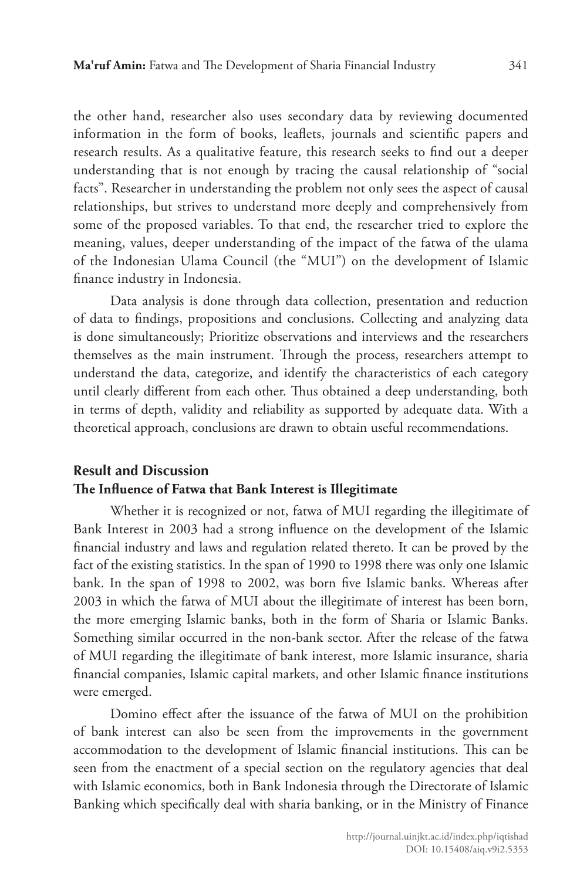the other hand, researcher also uses secondary data by reviewing documented information in the form of books, leaflets, journals and scientific papers and research results. As a qualitative feature, this research seeks to find out a deeper understanding that is not enough by tracing the causal relationship of "social facts". Researcher in understanding the problem not only sees the aspect of causal relationships, but strives to understand more deeply and comprehensively from some of the proposed variables. To that end, the researcher tried to explore the meaning, values, deeper understanding of the impact of the fatwa of the ulama of the Indonesian Ulama Council (the "MUI") on the development of Islamic finance industry in Indonesia.

Data analysis is done through data collection, presentation and reduction of data to findings, propositions and conclusions. Collecting and analyzing data is done simultaneously; Prioritize observations and interviews and the researchers themselves as the main instrument. Through the process, researchers attempt to understand the data, categorize, and identify the characteristics of each category until clearly different from each other. Thus obtained a deep understanding, both in terms of depth, validity and reliability as supported by adequate data. With a theoretical approach, conclusions are drawn to obtain useful recommendations.

## Result and Discussion

### The Influence of Fatwa that Bank Interest is Illegitimate

Whether it is recognized or not, fatwa of MUI regarding the illegitimate of Bank Interest in 2003 had a strong influence on the development of the Islamic financial industry and laws and regulation related thereto. It can be proved by the fact of the existing statistics. In the span of 1990 to 1998 there was only one Islamic bank. In the span of 1998 to 2002, was born five Islamic banks. Whereas after 2003 in which the fatwa of MUI about the illegitimate of interest has been born, the more emerging Islamic banks, both in the form of Sharia or Islamic Banks. Something similar occurred in the non-bank sector. After the release of the fatwa of MUI regarding the illegitimate of bank interest, more Islamic insurance, sharia financial companies, Islamic capital markets, and other Islamic finance institutions were emerged.

Domino effect after the issuance of the fatwa of MUI on the prohibition of bank interest can also be seen from the improvements in the government accommodation to the development of Islamic financial institutions. This can be seen from the enactment of a special section on the regulatory agencies that deal with Islamic economics, both in Bank Indonesia through the Directorate of Islamic Banking which specifically deal with sharia banking, or in the Ministry of Finance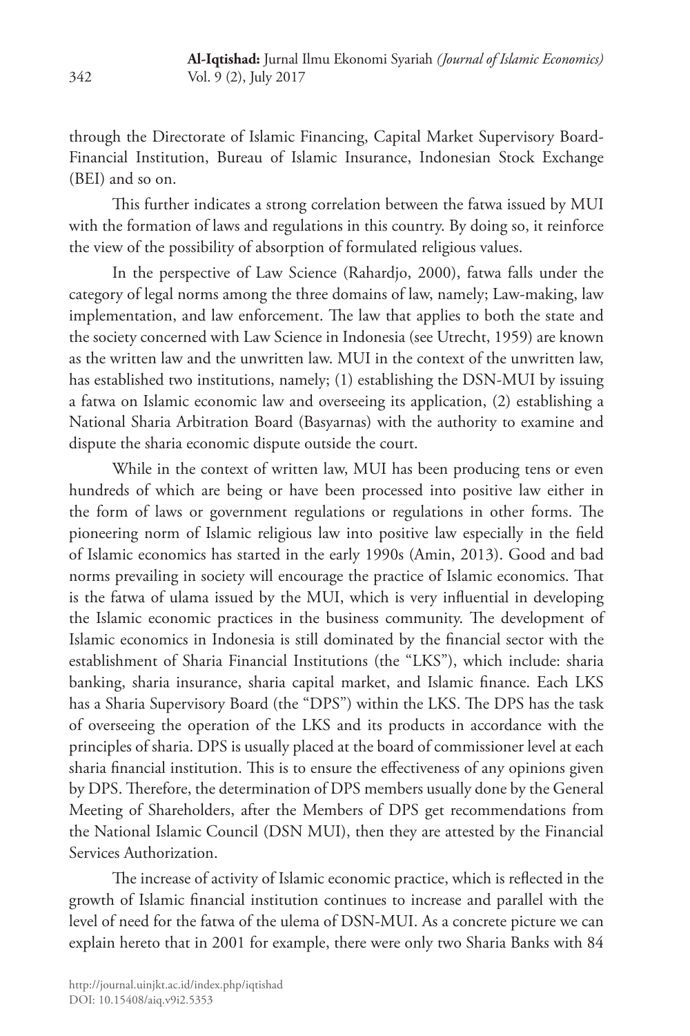through the Directorate of Islamic Financing, Capital Market Supervisory Board-Financial Institution, Bureau of Islamic Insurance, Indonesian Stock Exchange (BEI) and so on.

This further indicates a strong correlation between the fatwa issued by MUI with the formation of laws and regulations in this country. By doing so, it reinforce the view of the possibility of absorption of formulated religious values.

In the perspective of Law Science (Rahardjo, 2000), fatwa falls under the category of legal norms among the three domains of law, namely; Law-making, law implementation, and law enforcement. The law that applies to both the state and the society concerned with Law Science in Indonesia (see Utrecht, 1959) are known as the written law and the unwritten law. MUI in the context of the unwritten law, has established two institutions, namely; (1) establishing the DSN-MUI by issuing a fatwa on Islamic economic law and overseeing its application, (2) establishing a National Sharia Arbitration Board (Basyarnas) with the authority to examine and dispute the sharia economic dispute outside the court.

While in the context of written law, MUI has been producing tens or even hundreds of which are being or have been processed into positive law either in the form of laws or government regulations or regulations in other forms. The pioneering norm of Islamic religious law into positive law especially in the field of Islamic economics has started in the early 1990s (Amin, 2013). Good and bad norms prevailing in society will encourage the practice of Islamic economics. That is the fatwa of ulama issued by the MUI, which is very influential in developing the Islamic economic practices in the business community. The development of Islamic economics in Indonesia is still dominated by the financial sector with the establishment of Sharia Financial Institutions (the "LKS"), which include: sharia banking, sharia insurance, sharia capital market, and Islamic finance. Each LKS has a Sharia Supervisory Board (the "DPS") within the LKS. The DPS has the task of overseeing the operation of the LKS and its products in accordance with the principles of sharia. DPS is usually placed at the board of commissioner level at each sharia financial institution. This is to ensure the effectiveness of any opinions given by DPS. Therefore, the determination of DPS members usually done by the General Meeting of Shareholders, after the Members of DPS get recommendations from the National Islamic Council (DSN MUI), then they are attested by the Financial Services Authorization.

The increase of activity of Islamic economic practice, which is reflected in the growth of Islamic financial institution continues to increase and parallel with the level of need for the fatwa of the ulema of DSN-MUI. As a concrete picture we can explain hereto that in 2001 for example, there were only two Sharia Banks with 84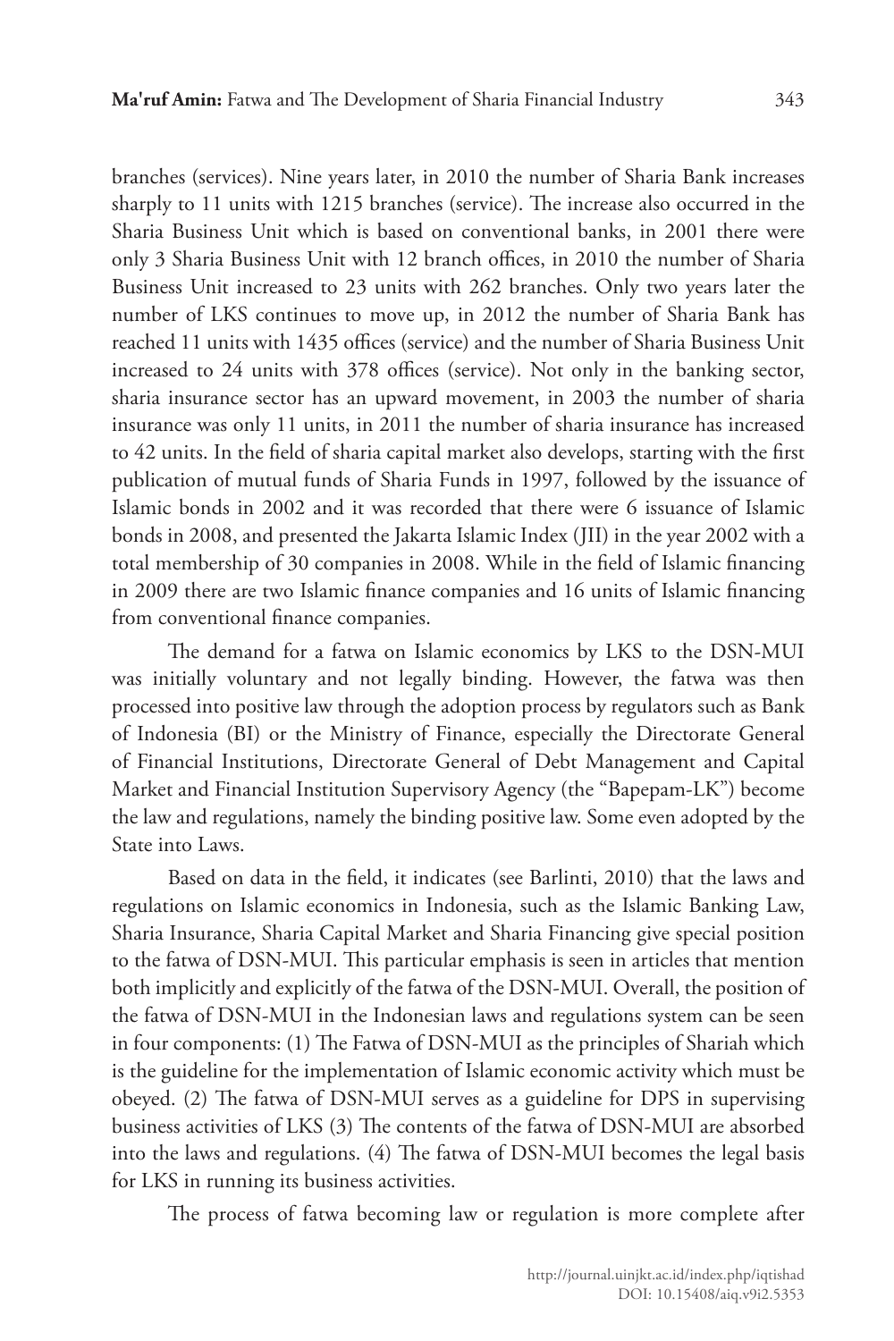branches (services). Nine years later, in 2010 the number of Sharia Bank increases sharply to 11 units with 1215 branches (service). The increase also occurred in the Sharia Business Unit which is based on conventional banks, in 2001 there were only 3 Sharia Business Unit with 12 branch offices, in 2010 the number of Sharia Business Unit increased to 23 units with 262 branches. Only two years later the number of LKS continues to move up, in 2012 the number of Sharia Bank has reached 11 units with 1435 offices (service) and the number of Sharia Business Unit increased to 24 units with 378 offices (service). Not only in the banking sector, sharia insurance sector has an upward movement, in 2003 the number of sharia insurance was only 11 units, in 2011 the number of sharia insurance has increased to 42 units. In the field of sharia capital market also develops, starting with the first publication of mutual funds of Sharia Funds in 1997, followed by the issuance of Islamic bonds in 2002 and it was recorded that there were 6 issuance of Islamic bonds in 2008, and presented the Jakarta Islamic Index (JII) in the year 2002 with a total membership of 30 companies in 2008. While in the field of Islamic financing in 2009 there are two Islamic finance companies and 16 units of Islamic financing from conventional finance companies.

The demand for a fatwa on Islamic economics by LKS to the DSN-MUI was initially voluntary and not legally binding. However, the fatwa was then processed into positive law through the adoption process by regulators such as Bank of Indonesia (BI) or the Ministry of Finance, especially the Directorate General of Financial Institutions, Directorate General of Debt Management and Capital Market and Financial Institution Supervisory Agency (the "Bapepam-LK") become the law and regulations, namely the binding positive law. Some even adopted by the State into Laws.

Based on data in the field, it indicates (see Barlinti, 2010) that the laws and regulations on Islamic economics in Indonesia, such as the Islamic Banking Law, Sharia Insurance, Sharia Capital Market and Sharia Financing give special position to the fatwa of DSN-MUI. This particular emphasis is seen in articles that mention both implicitly and explicitly of the fatwa of the DSN-MUI. Overall, the position of the fatwa of DSN-MUI in the Indonesian laws and regulations system can be seen in four components: (1) The Fatwa of DSN-MUI as the principles of Shariah which is the guideline for the implementation of Islamic economic activity which must be obeyed. (2) The fatwa of DSN-MUI serves as a guideline for DPS in supervising business activities of LKS (3) The contents of the fatwa of DSN-MUI are absorbed into the laws and regulations. (4) The fatwa of DSN-MUI becomes the legal basis for LKS in running its business activities.

The process of fatwa becoming law or regulation is more complete after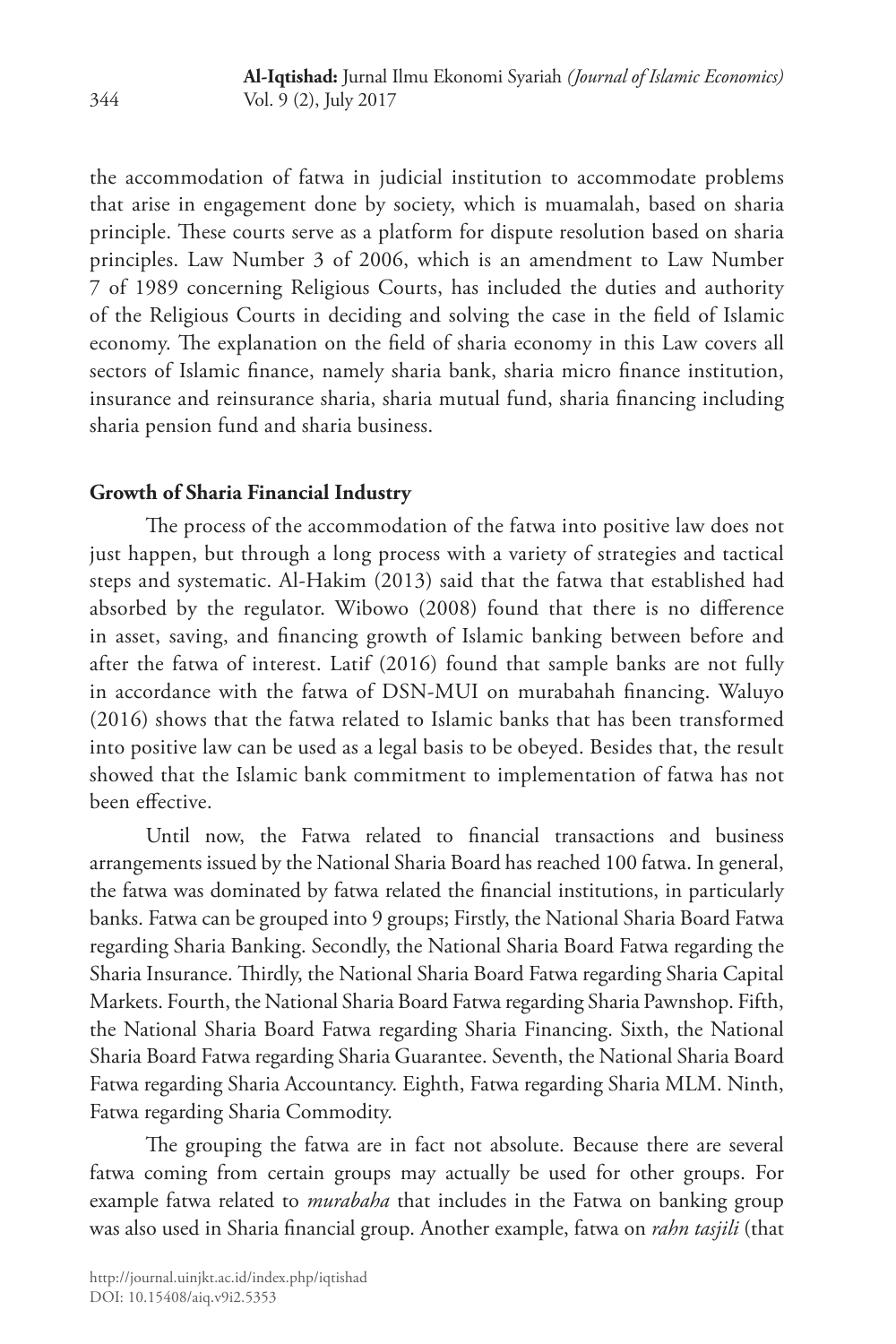the accommodation of fatwa in judicial institution to accommodate problems that arise in engagement done by society, which is muamalah, based on sharia principle. These courts serve as a platform for dispute resolution based on sharia principles. Law Number 3 of 2006, which is an amendment to Law Number 7 of 1989 concerning Religious Courts, has included the duties and authority of the Religious Courts in deciding and solving the case in the field of Islamic economy. The explanation on the field of sharia economy in this Law covers all sectors of Islamic finance, namely sharia bank, sharia micro finance institution, insurance and reinsurance sharia, sharia mutual fund, sharia financing including sharia pension fund and sharia business.

## Growth of Sharia Financial Industry

The process of the accommodation of the fatwa into positive law does not just happen, but through a long process with a variety of strategies and tactical steps and systematic. Al-Hakim (2013) said that the fatwa that established had absorbed by the regulator. Wibowo (2008) found that there is no difference in asset, saving, and financing growth of Islamic banking between before and after the fatwa of interest. Latif (2016) found that sample banks are not fully in accordance with the fatwa of DSN-MUI on murabahah financing. Waluyo (2016) shows that the fatwa related to Islamic banks that has been transformed into positive law can be used as a legal basis to be obeyed. Besides that, the result showed that the Islamic bank commitment to implementation of fatwa has not been effective.

Until now, the Fatwa related to financial transactions and business arrangements issued by the National Sharia Board has reached 100 fatwa. In general, the fatwa was dominated by fatwa related the financial institutions, in particularly banks. Fatwa can be grouped into 9 groups; Firstly, the National Sharia Board Fatwa regarding Sharia Banking. Secondly, the National Sharia Board Fatwa regarding the Sharia Insurance. Thirdly, the National Sharia Board Fatwa regarding Sharia Capital Markets. Fourth, the National Sharia Board Fatwa regarding Sharia Pawnshop. Fifth, the National Sharia Board Fatwa regarding Sharia Financing. Sixth, the National Sharia Board Fatwa regarding Sharia Guarantee. Seventh, the National Sharia Board Fatwa regarding Sharia Accountancy. Eighth, Fatwa regarding Sharia MLM. Ninth, Fatwa regarding Sharia Commodity.

The grouping the fatwa are in fact not absolute. Because there are several fatwa coming from certain groups may actually be used for other groups. For example fatwa related to *murabaha* that includes in the Fatwa on banking group was also used in Sharia financial group. Another example, fatwa on *rahn tasjili* (that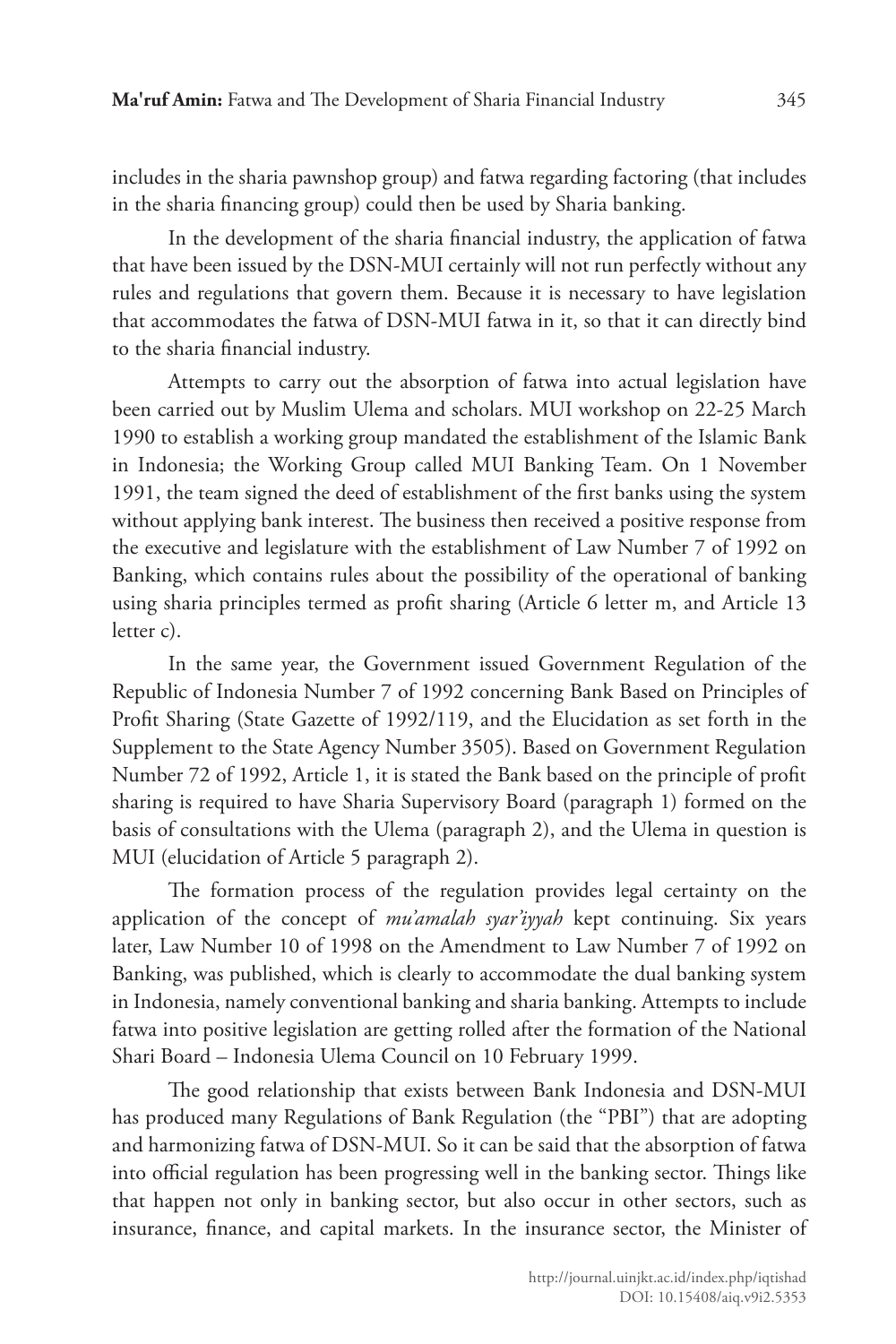includes in the sharia pawnshop group) and fatwa regarding factoring (that includes in the sharia financing group) could then be used by Sharia banking.

In the development of the sharia financial industry, the application of fatwa that have been issued by the DSN-MUI certainly will not run perfectly without any rules and regulations that govern them. Because it is necessary to have legislation that accommodates the fatwa of DSN-MUI fatwa in it, so that it can directly bind to the sharia financial industry.

Attempts to carry out the absorption of fatwa into actual legislation have been carried out by Muslim Ulema and scholars. MUI workshop on 22-25 March 1990 to establish a working group mandated the establishment of the Islamic Bank in Indonesia; the Working Group called MUI Banking Team. On 1 November 1991, the team signed the deed of establishment of the first banks using the system without applying bank interest. The business then received a positive response from the executive and legislature with the establishment of Law Number 7 of 1992 on Banking, which contains rules about the possibility of the operational of banking using sharia principles termed as profit sharing (Article 6 letter m, and Article 13 letter c).

In the same year, the Government issued Government Regulation of the Republic of Indonesia Number 7 of 1992 concerning Bank Based on Principles of Profit Sharing (State Gazette of 1992/119, and the Elucidation as set forth in the Supplement to the State Agency Number 3505). Based on Government Regulation Number 72 of 1992, Article 1, it is stated the Bank based on the principle of profit sharing is required to have Sharia Supervisory Board (paragraph 1) formed on the basis of consultations with the Ulema (paragraph 2), and the Ulema in question is MUI (elucidation of Article 5 paragraph 2).

The formation process of the regulation provides legal certainty on the application of the concept of *mu'amalah syar'iyyah* kept continuing. Six years later, Law Number 10 of 1998 on the Amendment to Law Number 7 of 1992 on Banking, was published, which is clearly to accommodate the dual banking system in Indonesia, namely conventional banking and sharia banking. Attempts to include fatwa into positive legislation are getting rolled after the formation of the National Shari Board – Indonesia Ulema Council on 10 February 1999.

The good relationship that exists between Bank Indonesia and DSN-MUI has produced many Regulations of Bank Regulation (the "PBI") that are adopting and harmonizing fatwa of DSN-MUI. So it can be said that the absorption of fatwa into official regulation has been progressing well in the banking sector. Things like that happen not only in banking sector, but also occur in other sectors, such as insurance, finance, and capital markets. In the insurance sector, the Minister of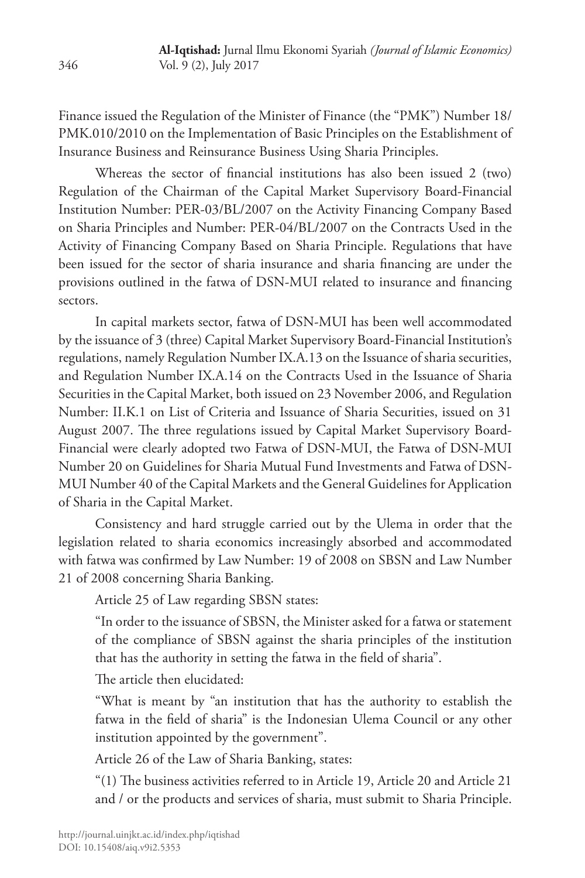Finance issued the Regulation of the Minister of Finance (the "PMK") Number 18/ PMK.010/2010 on the Implementation of Basic Principles on the Establishment of Insurance Business and Reinsurance Business Using Sharia Principles.

Whereas the sector of financial institutions has also been issued 2 (two) Regulation of the Chairman of the Capital Market Supervisory Board-Financial Institution Number: PER-03/BL/2007 on the Activity Financing Company Based on Sharia Principles and Number: PER-04/BL/2007 on the Contracts Used in the Activity of Financing Company Based on Sharia Principle. Regulations that have been issued for the sector of sharia insurance and sharia financing are under the provisions outlined in the fatwa of DSN-MUI related to insurance and financing sectors.

In capital markets sector, fatwa of DSN-MUI has been well accommodated by the issuance of 3 (three) Capital Market Supervisory Board-Financial Institution's regulations, namely Regulation Number IX.A.13 on the Issuance of sharia securities, and Regulation Number IX.A.14 on the Contracts Used in the Issuance of Sharia Securities in the Capital Market, both issued on 23 November 2006, and Regulation Number: II.K.1 on List of Criteria and Issuance of Sharia Securities, issued on 31 August 2007. The three regulations issued by Capital Market Supervisory Board-Financial were clearly adopted two Fatwa of DSN-MUI, the Fatwa of DSN-MUI Number 20 on Guidelines for Sharia Mutual Fund Investments and Fatwa of DSN-MUI Number 40 of the Capital Markets and the General Guidelines for Application of Sharia in the Capital Market.

Consistency and hard struggle carried out by the Ulema in order that the legislation related to sharia economics increasingly absorbed and accommodated with fatwa was confirmed by Law Number: 19 of 2008 on SBSN and Law Number 21 of 2008 concerning Sharia Banking.

Article 25 of Law regarding SBSN states:

> "In order to the issuance of SBSN, the Minister asked for a fatwa or statement of the compliance of SBSN against the sharia principles of the institution that has the authority in setting the fatwa in the field of sharia".

The article then elucidated:

> "What is meant by "an institution that has the authority to establish the fatwa in the field of sharia" is the Indonesian Ulema Council or any other institution appointed by the government".

Article 26 of the Law of Sharia Banking, states:

> "(1) The business activities referred to in Article 19, Article 20 and Article 21 and / or the products and services of sharia, must submit to Sharia Principle.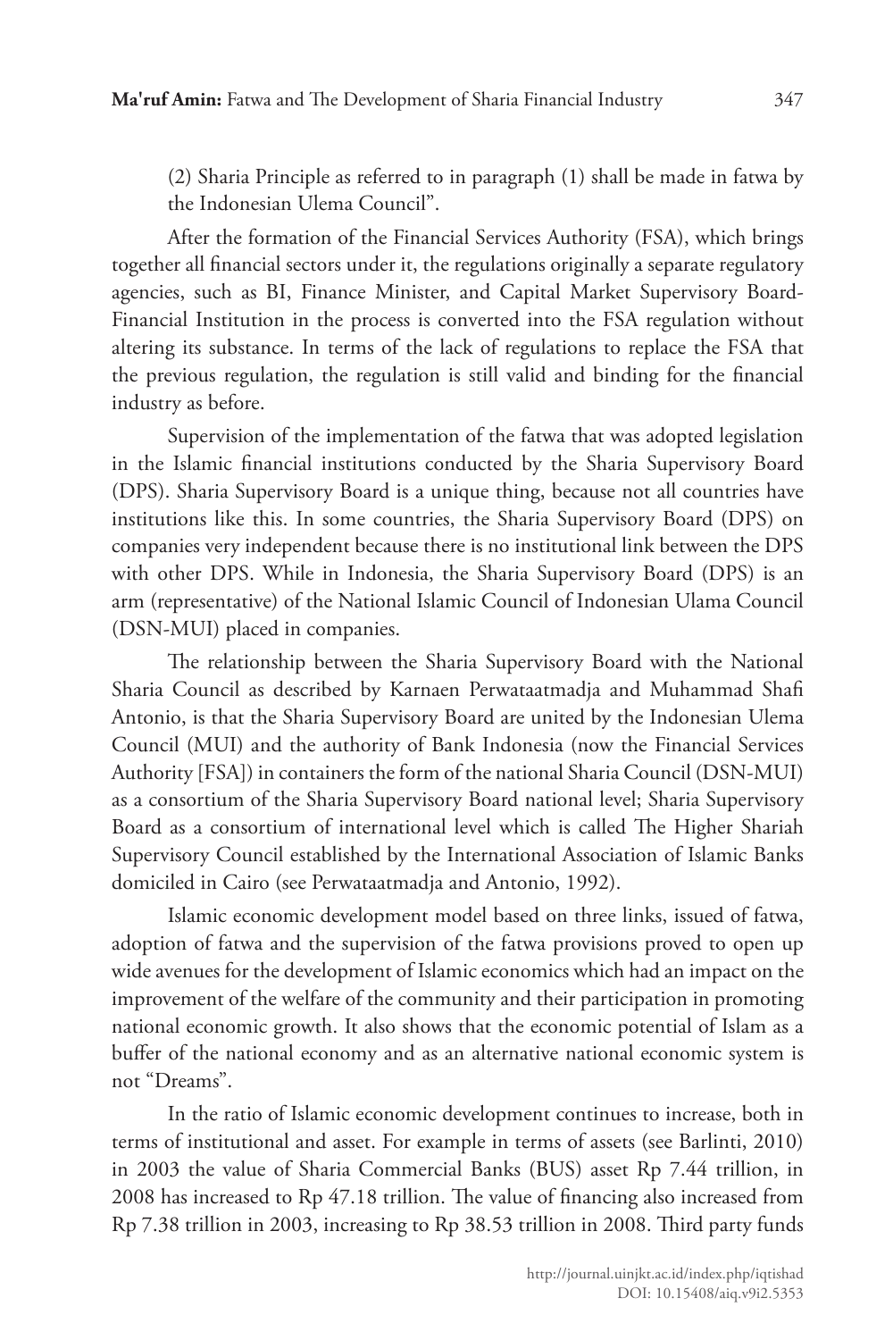(2) Sharia Principle as referred to in paragraph (1) shall be made in fatwa by the Indonesian Ulema Council".

After the formation of the Financial Services Authority (FSA), which brings together all financial sectors under it, the regulations originally a separate regulatory agencies, such as BI, Finance Minister, and Capital Market Supervisory Board-Financial Institution in the process is converted into the FSA regulation without altering its substance. In terms of the lack of regulations to replace the FSA that the previous regulation, the regulation is still valid and binding for the financial industry as before.

Supervision of the implementation of the fatwa that was adopted legislation in the Islamic financial institutions conducted by the Sharia Supervisory Board (DPS). Sharia Supervisory Board is a unique thing, because not all countries have institutions like this. In some countries, the Sharia Supervisory Board (DPS) on companies very independent because there is no institutional link between the DPS with other DPS. While in Indonesia, the Sharia Supervisory Board (DPS) is an arm (representative) of the National Islamic Council of Indonesian Ulama Council (DSN-MUI) placed in companies.

The relationship between the Sharia Supervisory Board with the National Sharia Council as described by Karnaen Perwataatmadja and Muhammad Shafi Antonio, is that the Sharia Supervisory Board are united by the Indonesian Ulema Council (MUI) and the authority of Bank Indonesia (now the Financial Services Authority [FSA]) in containers the form of the national Sharia Council (DSN-MUI) as a consortium of the Sharia Supervisory Board national level; Sharia Supervisory Board as a consortium of international level which is called The Higher Shariah Supervisory Council established by the International Association of Islamic Banks domiciled in Cairo (see Perwataatmadja and Antonio, 1992).

Islamic economic development model based on three links, issued of fatwa, adoption of fatwa and the supervision of the fatwa provisions proved to open up wide avenues for the development of Islamic economics which had an impact on the improvement of the welfare of the community and their participation in promoting national economic growth. It also shows that the economic potential of Islam as a buffer of the national economy and as an alternative national economic system is not "Dreams".

In the ratio of Islamic economic development continues to increase, both in terms of institutional and asset. For example in terms of assets (see Barlinti, 2010) in 2003 the value of Sharia Commercial Banks (BUS) asset Rp 7.44 trillion, in 2008 has increased to Rp 47.18 trillion. The value of financing also increased from Rp 7.38 trillion in 2003, increasing to Rp 38.53 trillion in 2008. Third party funds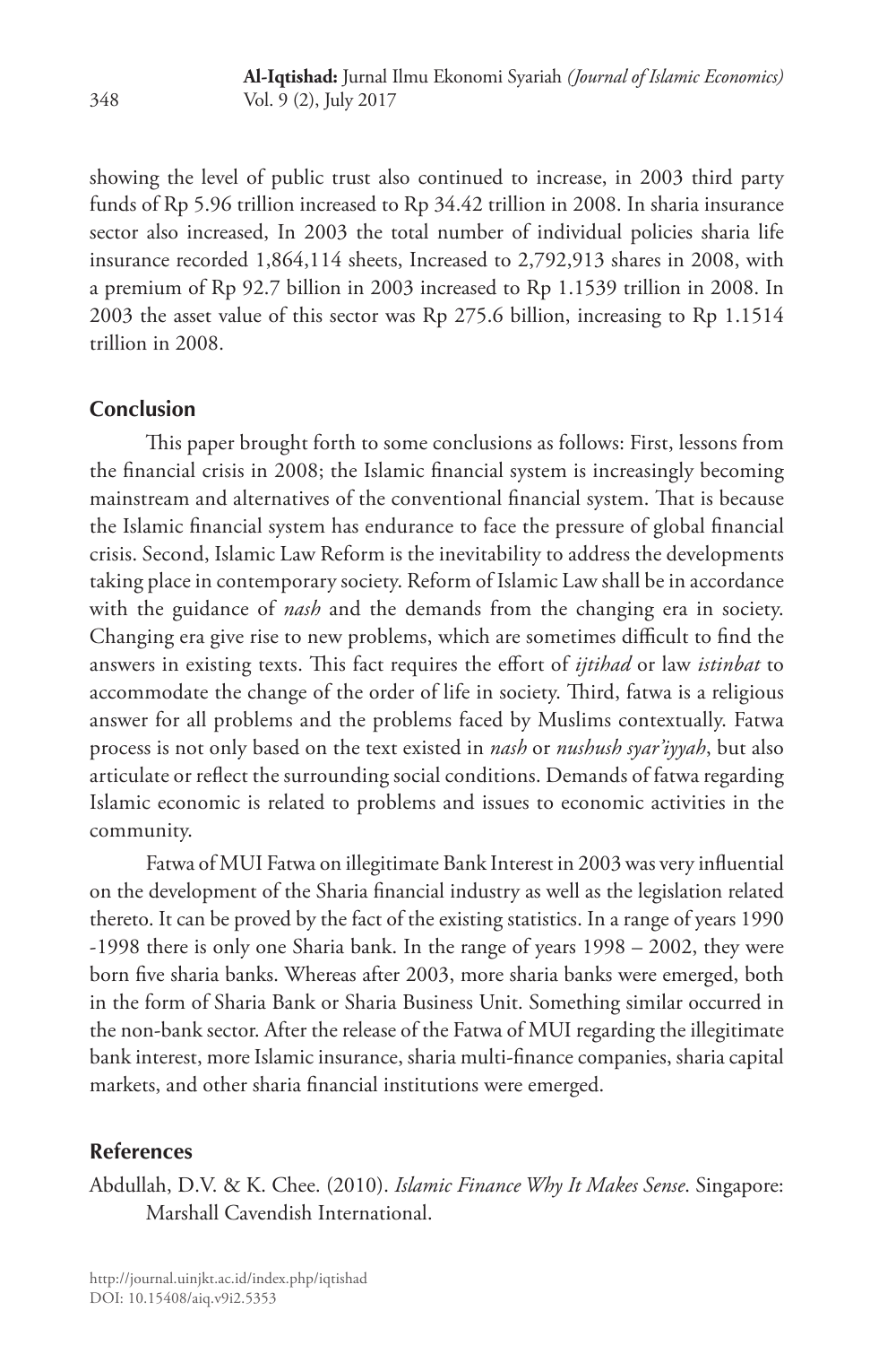showing the level of public trust also continued to increase, in 2003 third party funds of Rp 5.96 trillion increased to Rp 34.42 trillion in 2008. In sharia insurance sector also increased, In 2003 the total number of individual policies sharia life insurance recorded 1,864,114 sheets, Increased to 2,792,913 shares in 2008, with a premium of Rp 92.7 billion in 2003 increased to Rp 1.1539 trillion in 2008. In 2003 the asset value of this sector was Rp 275.6 billion, increasing to Rp 1.1514 trillion in 2008.

## Conclusion

This paper brought forth to some conclusions as follows: First, lessons from the financial crisis in 2008; the Islamic financial system is increasingly becoming mainstream and alternatives of the conventional financial system. That is because the Islamic financial system has endurance to face the pressure of global financial crisis. Second, Islamic Law Reform is the inevitability to address the developments taking place in contemporary society. Reform of Islamic Law shall be in accordance with the guidance of *nash* and the demands from the changing era in society. Changing era give rise to new problems, which are sometimes difficult to find the answers in existing texts. This fact requires the effort of *ijtihad* or law *istinbat* to accommodate the change of the order of life in society. Third, fatwa is a religious answer for all problems and the problems faced by Muslims contextually. Fatwa process is not only based on the text existed in *nash* or *nushush syar'iyyah*, but also articulate or reflect the surrounding social conditions. Demands of fatwa regarding Islamic economic is related to problems and issues to economic activities in the community.

Fatwa of MUI Fatwa on illegitimate Bank Interest in 2003 was very influential on the development of the Sharia financial industry as well as the legislation related thereto. It can be proved by the fact of the existing statistics. In a range of years 1990 -1998 there is only one Sharia bank. In the range of years 1998 – 2002, they were born five sharia banks. Whereas after 2003, more sharia banks were emerged, both in the form of Sharia Bank or Sharia Business Unit. Something similar occurred in the non-bank sector. After the release of the Fatwa of MUI regarding the illegitimate bank interest, more Islamic insurance, sharia multi-finance companies, sharia capital markets, and other sharia financial institutions were emerged.

## References

Abdullah, D.V. & K. Chee. (2010). *Islamic Finance Why It Makes Sense*. Singapore: Marshall Cavendish International.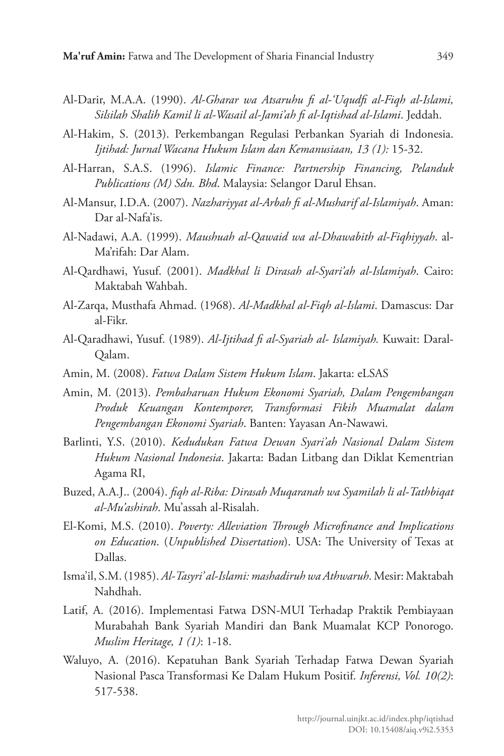Al-Darir, M.A.A. (1990). *Al-Gharar wa Atsaruhu fi al-'Uqudfi al-Fiqh al-Islami, Silsilah Shalih Kamil li al-Wasail al-Jami'ah fi al-Iqtishad al-Islami*. Jeddah.

Al-Hakim, S. (2013). Perkembangan Regulasi Perbankan Syariah di Indonesia. *Ijtihad: Jurnal Wacana Hukum Islam dan Kemanusiaan, 13 (1):* 15-32.

Al-Harran, S.A.S. (1996). *Islamic Finance: Partnership Financing, Pelanduk Publications (M) Sdn. Bhd*. Malaysia: Selangor Darul Ehsan.

Al-Mansur, I.D.A. (2007). *Nazhariyyat al-Arbah fi al-Musharif al-Islamiyah*. Aman: Dar al-Nafa'is.

Al-Nadawi, A.A. (1999). *Maushuah al-Qawaid wa al-Dhawabith al-Fiqhiyyah*. al-Ma'rifah: Dar Alam.

Al-Qardhawi, Yusuf. (2001). *Madkhal li Dirasah al-Syari'ah al-Islamiyah*. Cairo: Maktabah Wahbah.

Al-Zarqa, Musthafa Ahmad. (1968). *Al-Madkhal al-Fiqh al-Islami*. Damascus: Dar al-Fikr.

Al-Qaradhawi, Yusuf. (1989). *Al-Ijtihad fi al-Syariah al- Islamiyah.* Kuwait: Daral-Qalam.

Amin, M. (2008). *Fatwa Dalam Sistem Hukum Islam*. Jakarta: eLSAS

Amin, M. (2013). *Pembaharuan Hukum Ekonomi Syariah, Dalam Pengembangan Produk Keuangan Kontemporer, Transformasi Fikih Muamalat dalam Pengembangan Ekonomi Syariah*. Banten: Yayasan An-Nawawi.

Barlinti, Y.S. (2010). *Kedudukan Fatwa Dewan Syari'ah Nasional Dalam Sistem Hukum Nasional Indonesia*. Jakarta: Badan Litbang dan Diklat Kementrian Agama RI,

Buzed, A.A.J.. (2004). *fiqh al-Riba: Dirasah Muqaranah wa Syamilah li al-Tathbiqat al-Mu'ashirah*. Mu'assah al-Risalah.

El-Komi, M.S. (2010). *Poverty: Alleviation Through Microfinance and Implications on Education*. (*Unpublished Dissertation*). USA: The University of Texas at Dallas.

Isma'il, S.M. (1985). *Al-Tasyri' al-Islami: mashadiruh wa Athwaruh*. Mesir: Maktabah Nahdhah.

Latif, A. (2016). Implementasi Fatwa DSN-MUI Terhadap Praktik Pembiayaan Murabahah Bank Syariah Mandiri dan Bank Muamalat KCP Ponorogo. *Muslim Heritage, 1 (1)*: 1-18.

Waluyo, A. (2016). Kepatuhan Bank Syariah Terhadap Fatwa Dewan Syariah Nasional Pasca Transformasi Ke Dalam Hukum Positif. *Inferensi, Vol. 10(2)*: 517-538.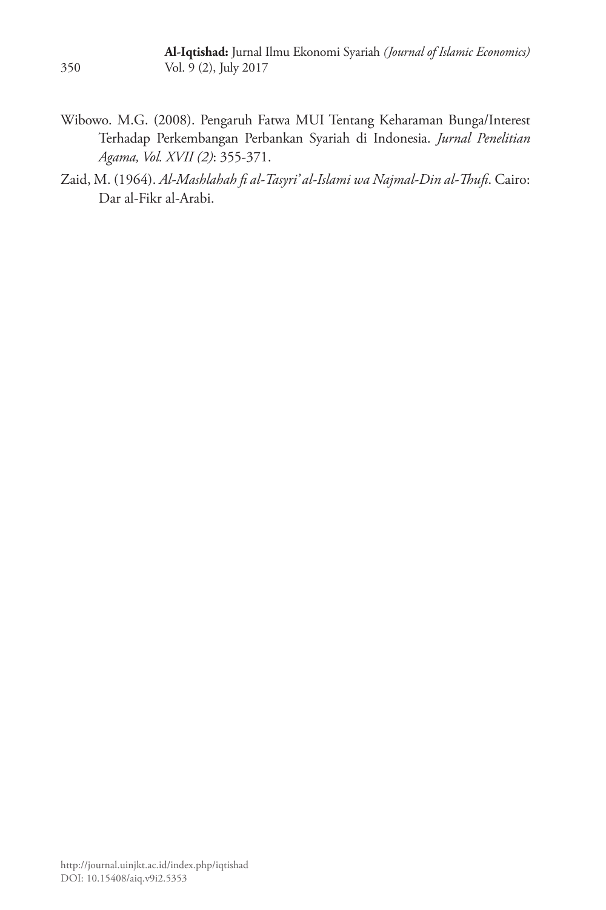Wibowo. M.G. (2008). Pengaruh Fatwa MUI Tentang Keharaman Bunga/Interest Terhadap Perkembangan Perbankan Syariah di Indonesia. *Jurnal Penelitian Agama, Vol. XVII (2)*: 355-371.

Zaid, M. (1964). *Al-Mashlahah fi al-Tasyri' al-Islami wa Najmal-Din al-Thufi*. Cairo: Dar al-Fikr al-Arabi.